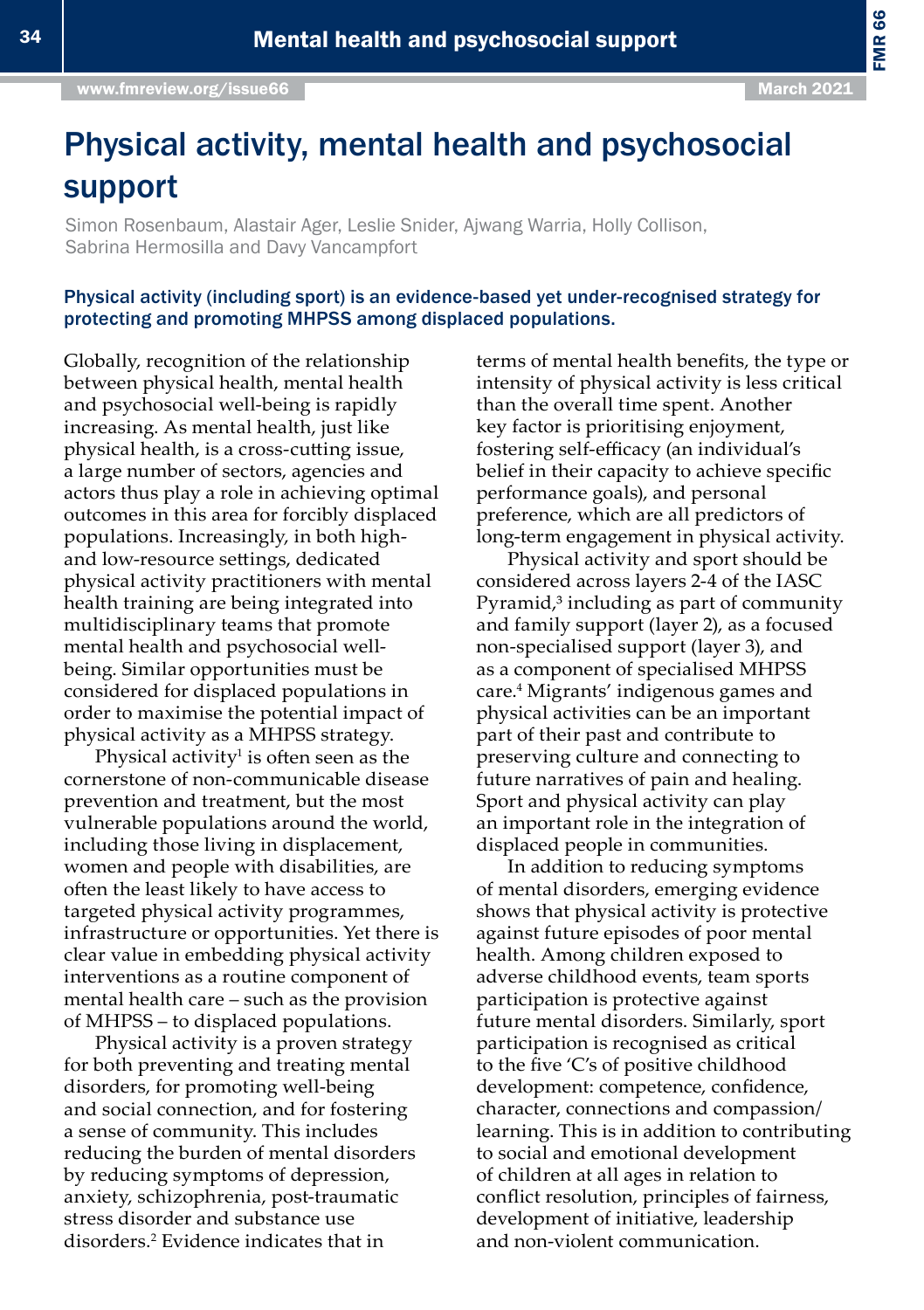# Physical activity, mental health and psychosocial support

Simon Rosenbaum, Alastair Ager, Leslie Snider, Ajwang Warria, Holly Collison, Sabrina Hermosilla and Davy Vancampfort

**Physical activity (including sport) is an evidence-based yet under-recognised strategy for protecting and promoting MHPSS among displaced populations.**

Globally, recognition of the relationship between physical health, mental health and psychosocial well-being is rapidly increasing. As mental health, just like physical health, is a cross-cutting issue, a large number of sectors, agencies and actors thus play a role in achieving optimal outcomes in this area for forcibly displaced populations. Increasingly, in both high- and low-resource settings, dedicated physical activity practitioners with mental health training are being integrated into multidisciplinary teams that promote mental health and psychosocial well-being. Similar opportunities must be considered for displaced populations in order to maximise the potential impact of physical activity as a MHPSS strategy.

Physical activity[1] is often seen as the cornerstone of non-communicable disease prevention and treatment, but the most vulnerable populations around the world, including those living in displacement, women and people with disabilities, are often the least likely to have access to targeted physical activity programmes, infrastructure or opportunities. Yet there is clear value in embedding physical activity interventions as a routine component of mental health care – such as the provision of MHPSS – to displaced populations.

Physical activity is a proven strategy for both preventing and treating mental disorders, for promoting well-being and social connection, and for fostering a sense of community. This includes reducing the burden of mental disorders by reducing symptoms of depression, anxiety, schizophrenia, post-traumatic stress disorder and substance use disorders.[2] Evidence indicates that in terms of mental health benefits, the type or intensity of physical activity is less critical than the overall time spent. Another key factor is prioritising enjoyment, fostering self-efficacy (an individual's belief in their capacity to achieve specific performance goals), and personal preference, which are all predictors of long-term engagement in physical activity.

Physical activity and sport should be considered across layers 2-4 of the IASC Pyramid,[3] including as part of community and family support (layer 2), as a focused non-specialised support (layer 3), and as a component of specialised MHPSS care.[4] Migrants' indigenous games and physical activities can be an important part of their past and contribute to preserving culture and connecting to future narratives of pain and healing. Sport and physical activity can play an important role in the integration of displaced people in communities.

In addition to reducing symptoms of mental disorders, emerging evidence shows that physical activity is protective against future episodes of poor mental health. Among children exposed to adverse childhood events, team sports participation is protective against future mental disorders. Similarly, sport participation is recognised as critical to the five 'C's of positive childhood development: competence, confidence, character, connections and compassion/learning. This is in addition to contributing to social and emotional development of children at all ages in relation to conflict resolution, principles of fairness, development of initiative, leadership and non-violent communication.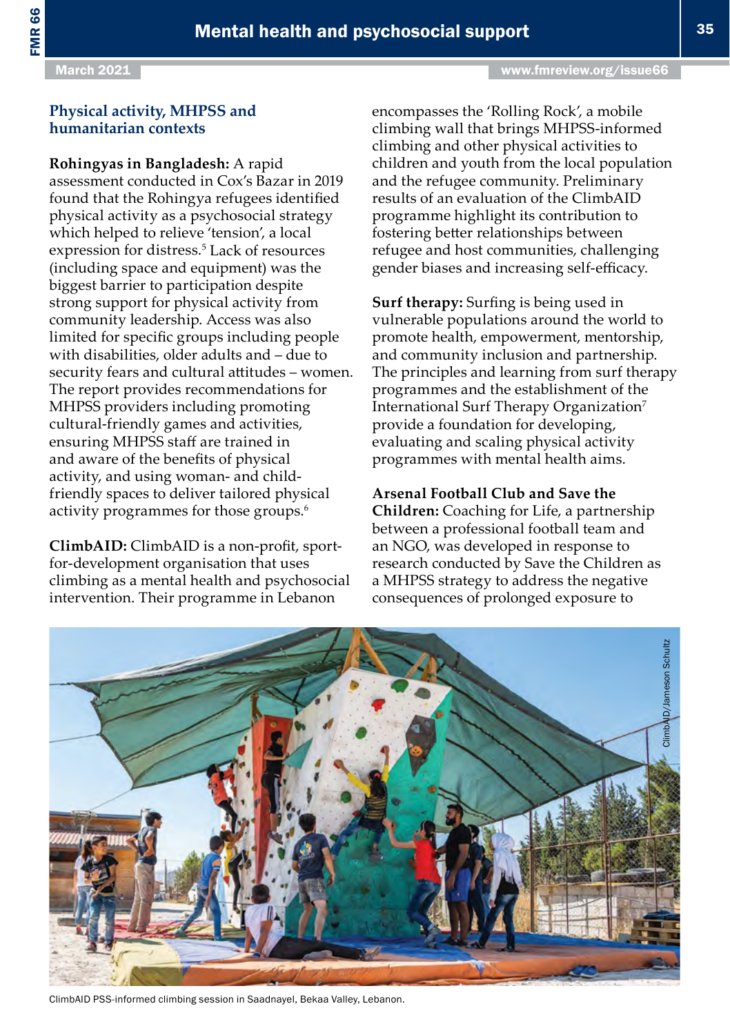### Physical activity, MHPSS and humanitarian contexts

**Rohingyas in Bangladesh:** A rapid assessment conducted in Cox's Bazar in 2019 found that the Rohingya refugees identified physical activity as a psychosocial strategy which helped to relieve 'tension', a local expression for distress.[5] Lack of resources (including space and equipment) was the biggest barrier to participation despite strong support for physical activity from community leadership. Access was also limited for specific groups including people with disabilities, older adults and – due to security fears and cultural attitudes – women. The report provides recommendations for MHPSS providers including promoting cultural-friendly games and activities, ensuring MHPSS staff are trained in and aware of the benefits of physical activity, and using woman- and child-friendly spaces to deliver tailored physical activity programmes for those groups.[6]

**ClimbAID:** ClimbAID is a non-profit, sport-for-development organisation that uses climbing as a mental health and psychosocial intervention. Their programme in Lebanon encompasses the 'Rolling Rock', a mobile climbing wall that brings MHPSS-informed climbing and other physical activities to children and youth from the local population and the refugee community. Preliminary results of an evaluation of the ClimbAID programme highlight its contribution to fostering better relationships between refugee and host communities, challenging gender biases and increasing self-efficacy.

**Surf therapy:** Surfing is being used in vulnerable populations around the world to promote health, empowerment, mentorship, and community inclusion and partnership. The principles and learning from surf therapy programmes and the establishment of the International Surf Therapy Organization[7] provide a foundation for developing, evaluating and scaling physical activity programmes with mental health aims.

**Arsenal Football Club and Save the Children:** Coaching for Life, a partnership between a professional football team and an NGO, was developed in response to research conducted by Save the Children as a MHPSS strategy to address the negative consequences of prolonged exposure to

ClimbAID/Jameson Schultz

ClimbAID PSS-informed climbing session in Saadnayel, Bekaa Valley, Lebanon.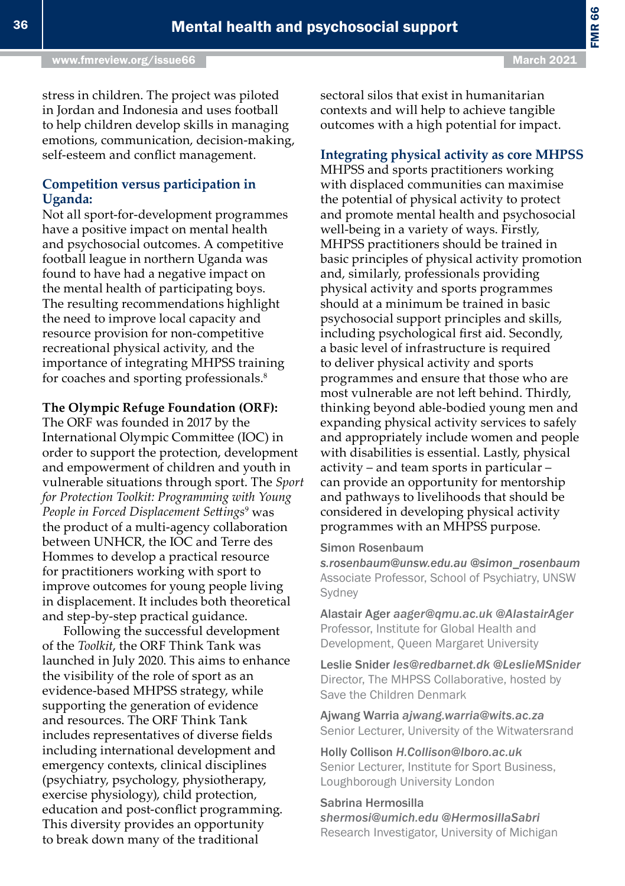stress in children. The project was piloted in Jordan and Indonesia and uses football to help children develop skills in managing emotions, communication, decision-making, self-esteem and conflict management.

**Competition versus participation in Uganda:**
Not all sport-for-development programmes have a positive impact on mental health and psychosocial outcomes. A competitive football league in northern Uganda was found to have had a negative impact on the mental health of participating boys. The resulting recommendations highlight the need to improve local capacity and resource provision for non-competitive recreational physical activity, and the importance of integrating MHPSS training for coaches and sporting professionals.[8]

**The Olympic Refuge Foundation (ORF):**
The ORF was founded in 2017 by the International Olympic Committee (IOC) in order to support the protection, development and empowerment of children and youth in vulnerable situations through sport. The *Sport for Protection Toolkit: Programming with Young People in Forced Displacement Settings*[9] was the product of a multi-agency collaboration between UNHCR, the IOC and Terre des Hommes to develop a practical resource for practitioners working with sport to improve outcomes for young people living in displacement. It includes both theoretical and step-by-step practical guidance.

Following the successful development of the *Toolkit*, the ORF Think Tank was launched in July 2020. This aims to enhance the visibility of the role of sport as an evidence-based MHPSS strategy, while supporting the generation of evidence and resources. The ORF Think Tank includes representatives of diverse fields including international development and emergency contexts, clinical disciplines (psychiatry, psychology, physiotherapy, exercise physiology), child protection, education and post-conflict programming. This diversity provides an opportunity to break down many of the traditional sectoral silos that exist in humanitarian contexts and will help to achieve tangible outcomes with a high potential for impact.

## Integrating physical activity as core MHPSS

MHPSS and sports practitioners working with displaced communities can maximise the potential of physical activity to protect and promote mental health and psychosocial well-being in a variety of ways. Firstly, MHPSS practitioners should be trained in basic principles of physical activity promotion and, similarly, professionals providing physical activity and sports programmes should at a minimum be trained in basic psychosocial support principles and skills, including psychological first aid. Secondly, a basic level of infrastructure is required to deliver physical activity and sports programmes and ensure that those who are most vulnerable are not left behind. Thirdly, thinking beyond able-bodied young men and expanding physical activity services to safely and appropriately include women and people with disabilities is essential. Lastly, physical activity – and team sports in particular – can provide an opportunity for mentorship and pathways to livelihoods that should be considered in developing physical activity programmes with an MHPSS purpose.

Simon Rosenbaum
*s.rosenbaum@unsw.edu.au @simon_rosenbaum*
Associate Professor, School of Psychiatry, UNSW Sydney

Alastair Ager *aager@qmu.ac.uk @AlastairAger*
Professor, Institute for Global Health and Development, Queen Margaret University

Leslie Snider *les@redbarnet.dk @LeslieMSnider*
Director, The MHPSS Collaborative, hosted by Save the Children Denmark

Ajwang Warria *ajwang.warria@wits.ac.za*
Senior Lecturer, University of the Witwatersrand

Holly Collison *H.Collison@lboro.ac.uk*
Senior Lecturer, Institute for Sport Business, Loughborough University London

Sabrina Hermosilla
*shermosi@umich.edu @HermosillaSabri*
Research Investigator, University of Michigan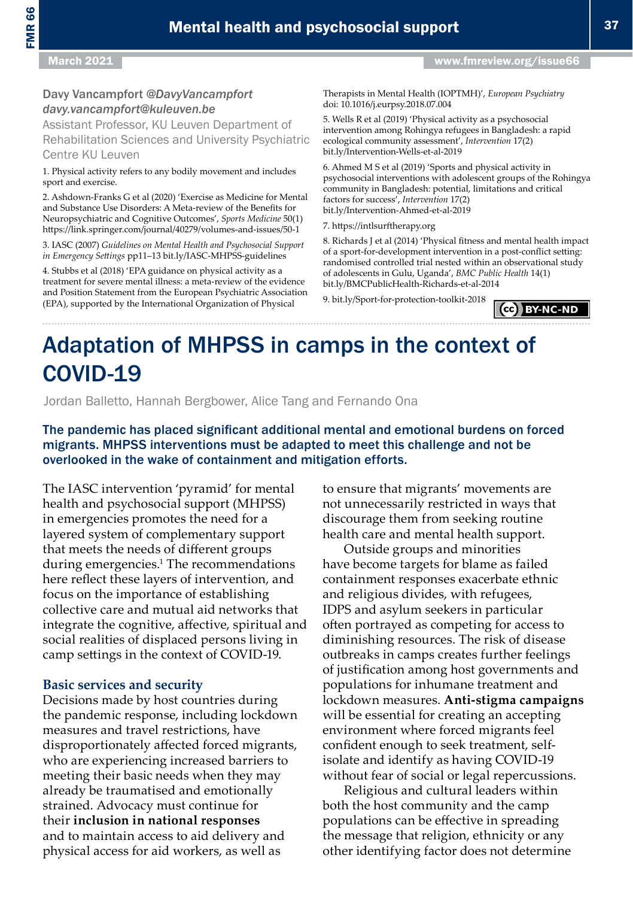Davy Vancampfort @DavyVancampfort
*davy.vancampfort@kuleuven.be*
Assistant Professor, KU Leuven Department of Rehabilitation Sciences and University Psychiatric Centre KU Leuven

1. Physical activity refers to any bodily movement and includes sport and exercise.

2. Ashdown-Franks G et al (2020) 'Exercise as Medicine for Mental and Substance Use Disorders: A Meta-review of the Benefits for Neuropsychiatric and Cognitive Outcomes', *Sports Medicine* 50(1) https://link.springer.com/journal/40279/volumes-and-issues/50-1

3. IASC (2007) *Guidelines on Mental Health and Psychosocial Support in Emergency Settings* pp11–13 bit.ly/IASC-MHPSS-guidelines

4. Stubbs et al (2018) 'EPA guidance on physical activity as a treatment for severe mental illness: a meta-review of the evidence and Position Statement from the European Psychiatric Association (EPA), supported by the International Organization of Physical Therapists in Mental Health (IOPTMH)', *European Psychiatry* doi: 10.1016/j.eurpsy.2018.07.004

5. Wells R et al (2019) 'Physical activity as a psychosocial intervention among Rohingya refugees in Bangladesh: a rapid ecological community assessment', *Intervention* 17(2) bit.ly/Intervention-Wells-et-al-2019

6. Ahmed M S et al (2019) 'Sports and physical activity in psychosocial interventions with adolescent groups of the Rohingya community in Bangladesh: potential, limitations and critical factors for success', *Intervention* 17(2) bit.ly/Intervention-Ahmed-et-al-2019

7. https://intlsurftherapy.org

8. Richards J et al (2014) 'Physical fitness and mental health impact of a sport-for-development intervention in a post-conflict setting: randomised controlled trial nested within an observational study of adolescents in Gulu, Uganda', *BMC Public Health* 14(1) bit.ly/BMCPublicHealth-Richards-et-al-2014

9. bit.ly/Sport-for-protection-toolkit-2018

# Adaptation of MHPSS in camps in the context of COVID-19

Jordan Balletto, Hannah Bergbower, Alice Tang and Fernando Ona

**The pandemic has placed significant additional mental and emotional burdens on forced migrants. MHPSS interventions must be adapted to meet this challenge and not be overlooked in the wake of containment and mitigation efforts.**

The IASC intervention 'pyramid' for mental health and psychosocial support (MHPSS) in emergencies promotes the need for a layered system of complementary support that meets the needs of different groups during emergencies.[1] The recommendations here reflect these layers of intervention, and focus on the importance of establishing collective care and mutual aid networks that integrate the cognitive, affective, spiritual and social realities of displaced persons living in camp settings in the context of COVID-19.

## Basic services and security

Decisions made by host countries during the pandemic response, including lockdown measures and travel restrictions, have disproportionately affected forced migrants, who are experiencing increased barriers to meeting their basic needs when they may already be traumatised and emotionally strained. Advocacy must continue for their **inclusion in national responses** and to maintain access to aid delivery and physical access for aid workers, as well as to ensure that migrants' movements are not unnecessarily restricted in ways that discourage them from seeking routine health care and mental health support.

Outside groups and minorities have become targets for blame as failed containment responses exacerbate ethnic and religious divides, with refugees, IDPS and asylum seekers in particular often portrayed as competing for access to diminishing resources. The risk of disease outbreaks in camps creates further feelings of justification among host governments and populations for inhumane treatment and lockdown measures. **Anti-stigma campaigns** will be essential for creating an accepting environment where forced migrants feel confident enough to seek treatment, self-isolate and identify as having COVID-19 without fear of social or legal repercussions.

Religious and cultural leaders within both the host community and the camp populations can be effective in spreading the message that religion, ethnicity or any other identifying factor does not determine